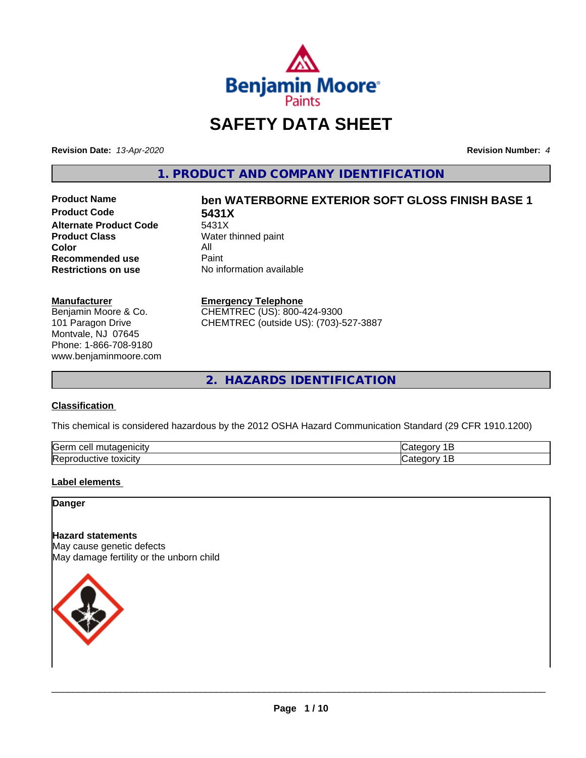Benjamin Moore Paints

# SAFETY DATA SHEET

**Revision Date:** *13-Apr-2020*

**Revision Number:** *4*

## 1. PRODUCT AND COMPANY IDENTIFICATION

| | |
|---|---|
| **Product Name** | **ben WATERBORNE EXTERIOR SOFT GLOSS FINISH BASE 1** |
| **Product Code** | **5431X** |
| **Alternate Product Code** | 5431X |
| **Product Class** | Water thinned paint |
| **Color** | All |
| **Recommended use** | Paint |
| **Restrictions on use** | No information available |

**Manufacturer**
Benjamin Moore & Co.
101 Paragon Drive
Montvale, NJ 07645
Phone: 1-866-708-9180
www.benjaminmoore.com

**Emergency Telephone**
CHEMTREC (US): 800-424-9300
CHEMTREC (outside US): (703)-527-3887

## 2. HAZARDS IDENTIFICATION

### Classification

This chemical is considered hazardous by the 2012 OSHA Hazard Communication Standard (29 CFR 1910.1200)

| | |
|---|---|
| Germ cell mutagenicity | Category 1B |
| Reproductive toxicity | Category 1B |

### Label elements

**Danger**

**Hazard statements**
May cause genetic defects
May damage fertility or the unborn child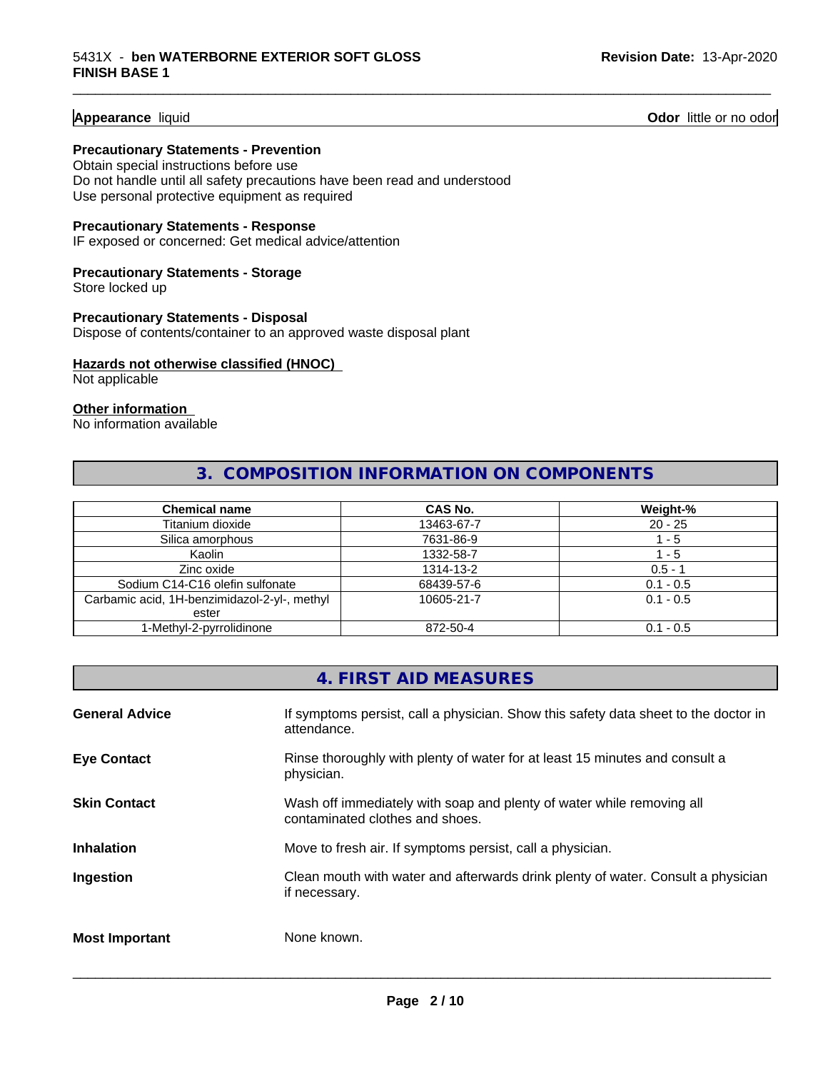**Appearance** liquid **Odor** little or no odor

**Precautionary Statements - Prevention**

Obtain special instructions before use
Do not handle until all safety precautions have been read and understood
Use personal protective equipment as required

**Precautionary Statements - Response**

IF exposed or concerned: Get medical advice/attention

**Precautionary Statements - Storage**

Store locked up

**Precautionary Statements - Disposal**

Dispose of contents/container to an approved waste disposal plant

**Hazards not otherwise classified (HNOC)**

Not applicable

**Other information**

No information available

## 3. COMPOSITION INFORMATION ON COMPONENTS

| Chemical name | CAS No. | Weight-% |
|---|---|---|
| Titanium dioxide | 13463-67-7 | 20 - 25 |
| Silica amorphous | 7631-86-9 | 1 - 5 |
| Kaolin | 1332-58-7 | 1 - 5 |
| Zinc oxide | 1314-13-2 | 0.5 - 1 |
| Sodium C14-C16 olefin sulfonate | 68439-57-6 | 0.1 - 0.5 |
| Carbamic acid, 1H-benzimidazol-2-yl-, methyl ester | 10605-21-7 | 0.1 - 0.5 |
| 1-Methyl-2-pyrrolidinone | 872-50-4 | 0.1 - 0.5 |

## 4. FIRST AID MEASURES

**General Advice** If symptoms persist, call a physician. Show this safety data sheet to the doctor in attendance.

**Eye Contact** Rinse thoroughly with plenty of water for at least 15 minutes and consult a physician.

**Skin Contact** Wash off immediately with soap and plenty of water while removing all contaminated clothes and shoes.

**Inhalation** Move to fresh air. If symptoms persist, call a physician.

**Ingestion** Clean mouth with water and afterwards drink plenty of water. Consult a physician if necessary.

**Most Important** None known.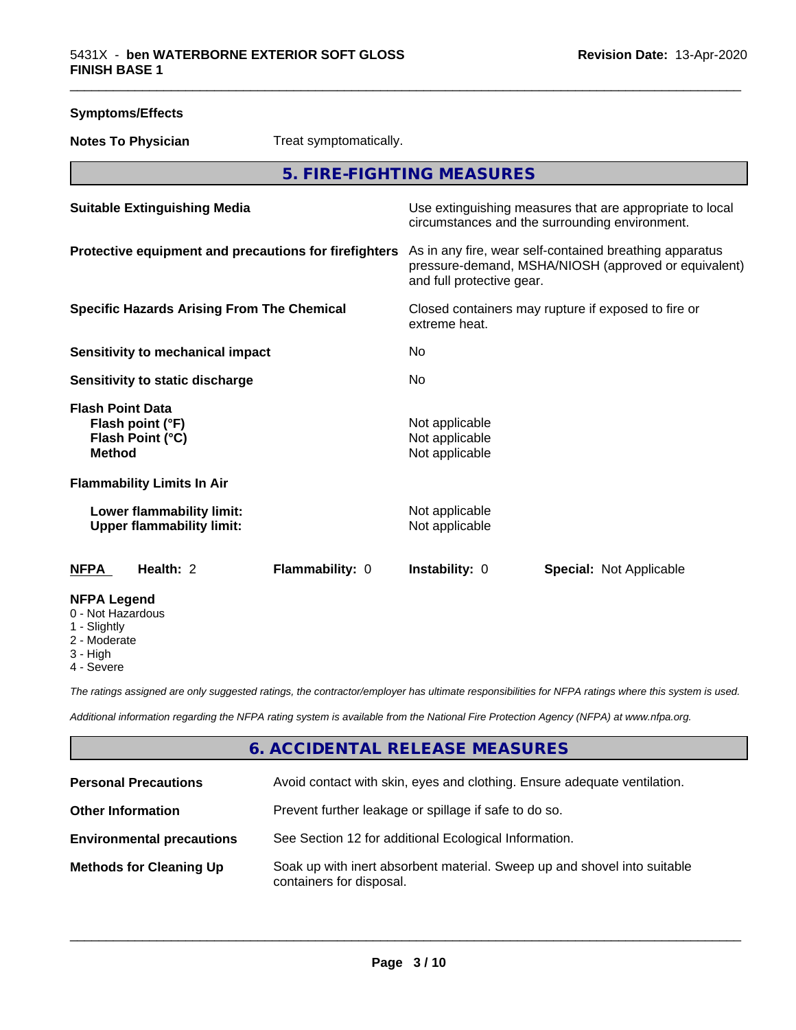**Symptoms/Effects**

**Notes To Physician** Treat symptomatically.

## 5. FIRE-FIGHTING MEASURES

| | |
|---|---|
| **Suitable Extinguishing Media** | Use extinguishing measures that are appropriate to local circumstances and the surrounding environment. |
| **Protective equipment and precautions for firefighters** | As in any fire, wear self-contained breathing apparatus pressure-demand, MSHA/NIOSH (approved or equivalent) and full protective gear. |
| **Specific Hazards Arising From The Chemical** | Closed containers may rupture if exposed to fire or extreme heat. |
| **Sensitivity to mechanical impact** | No |
| **Sensitivity to static discharge** | No |

**Flash Point Data**

| | |
|---|---|
| **Flash point (°F)** | Not applicable |
| **Flash Point (°C)** | Not applicable |
| **Method** | Not applicable |

**Flammability Limits In Air**

| | |
|---|---|
| **Lower flammability limit:** | Not applicable |
| **Upper flammability limit:** | Not applicable |

| **NFPA** | **Health:** 2 | **Flammability:** 0 | **Instability:** 0 | **Special:** Not Applicable |
|---|---|---|---|---|

**NFPA Legend**
- 0 - Not Hazardous
- 1 - Slightly
- 2 - Moderate
- 3 - High
- 4 - Severe

*The ratings assigned are only suggested ratings, the contractor/employer has ultimate responsibilities for NFPA ratings where this system is used.*

*Additional information regarding the NFPA rating system is available from the National Fire Protection Agency (NFPA) at www.nfpa.org.*

## 6. ACCIDENTAL RELEASE MEASURES

| | |
|---|---|
| **Personal Precautions** | Avoid contact with skin, eyes and clothing. Ensure adequate ventilation. |
| **Other Information** | Prevent further leakage or spillage if safe to do so. |
| **Environmental precautions** | See Section 12 for additional Ecological Information. |
| **Methods for Cleaning Up** | Soak up with inert absorbent material. Sweep up and shovel into suitable containers for disposal. |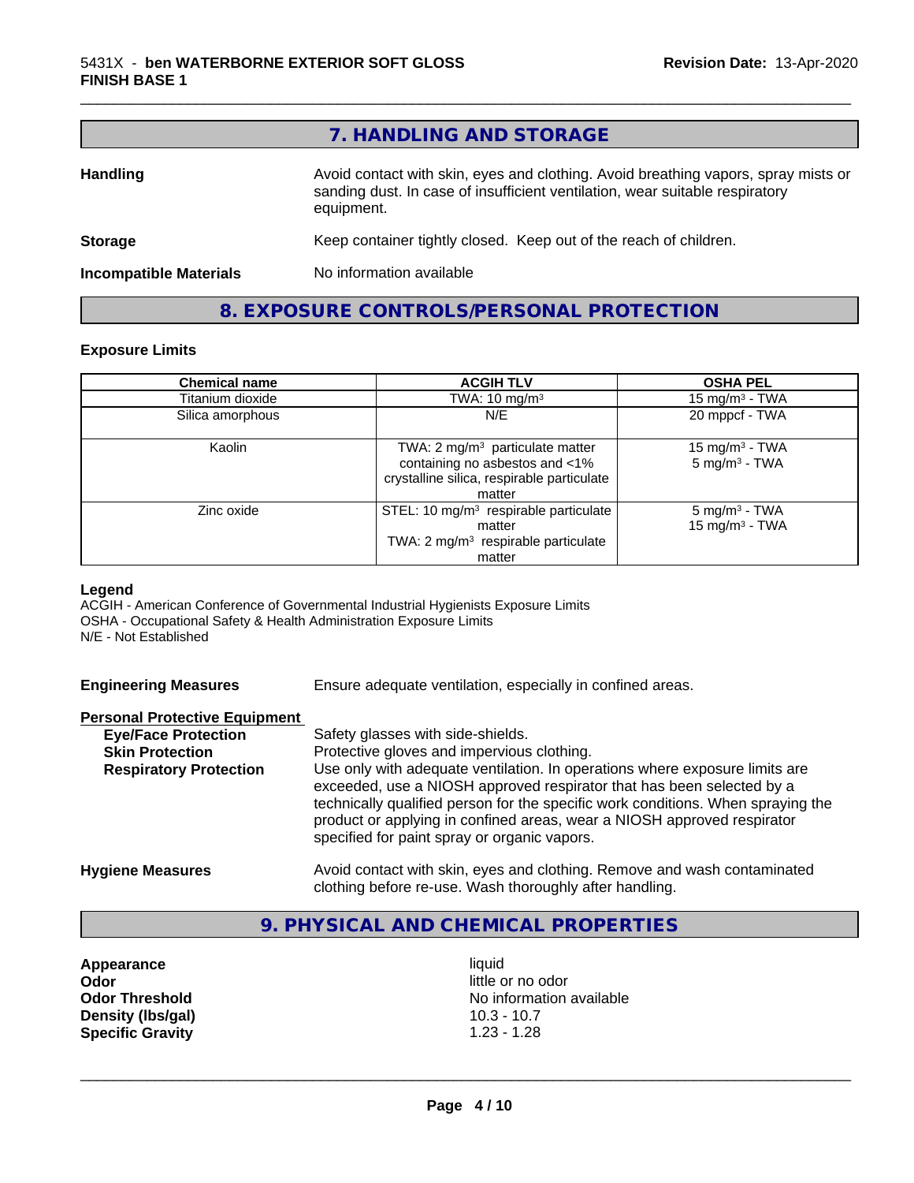## 7. HANDLING AND STORAGE

**Handling**
Avoid contact with skin, eyes and clothing. Avoid breathing vapors, spray mists or sanding dust. In case of insufficient ventilation, wear suitable respiratory equipment.

**Storage**
Keep container tightly closed. Keep out of the reach of children.

**Incompatible Materials**
No information available

## 8. EXPOSURE CONTROLS/PERSONAL PROTECTION

### Exposure Limits

| Chemical name | ACGIH TLV | OSHA PEL |
|---|---|---|
| Titanium dioxide | TWA: 10 $mg/m^3$ | 15 $mg/m^3$ - TWA |
| Silica amorphous | N/E | 20 mppcf - TWA |
| Kaolin | TWA: 2 $mg/m^3$ particulate matter containing no asbestos and <1% crystalline silica, respirable particulate matter | 15 $mg/m^3$ - TWA<br>5 $mg/m^3$ - TWA |
| Zinc oxide | STEL: 10 $mg/m^3$ respirable particulate matter<br>TWA: 2 $mg/m^3$ respirable particulate matter | 5 $mg/m^3$ - TWA<br>15 $mg/m^3$ - TWA |

**Legend**
ACGIH - American Conference of Governmental Industrial Hygienists Exposure Limits
OSHA - Occupational Safety & Health Administration Exposure Limits
N/E - Not Established

**Engineering Measures**
Ensure adequate ventilation, especially in confined areas.

**Personal Protective Equipment**

**Eye/Face Protection**
Safety glasses with side-shields.

**Skin Protection**
Protective gloves and impervious clothing.

**Respiratory Protection**
Use only with adequate ventilation. In operations where exposure limits are exceeded, use a NIOSH approved respirator that has been selected by a technically qualified person for the specific work conditions. When spraying the product or applying in confined areas, wear a NIOSH approved respirator specified for paint spray or organic vapors.

**Hygiene Measures**
Avoid contact with skin, eyes and clothing. Remove and wash contaminated clothing before re-use. Wash thoroughly after handling.

## 9. PHYSICAL AND CHEMICAL PROPERTIES

| | |
|---|---|
| **Appearance** | liquid |
| **Odor** | little or no odor |
| **Odor Threshold** | No information available |
| **Density (lbs/gal)** | 10.3 - 10.7 |
| **Specific Gravity** | 1.23 - 1.28 |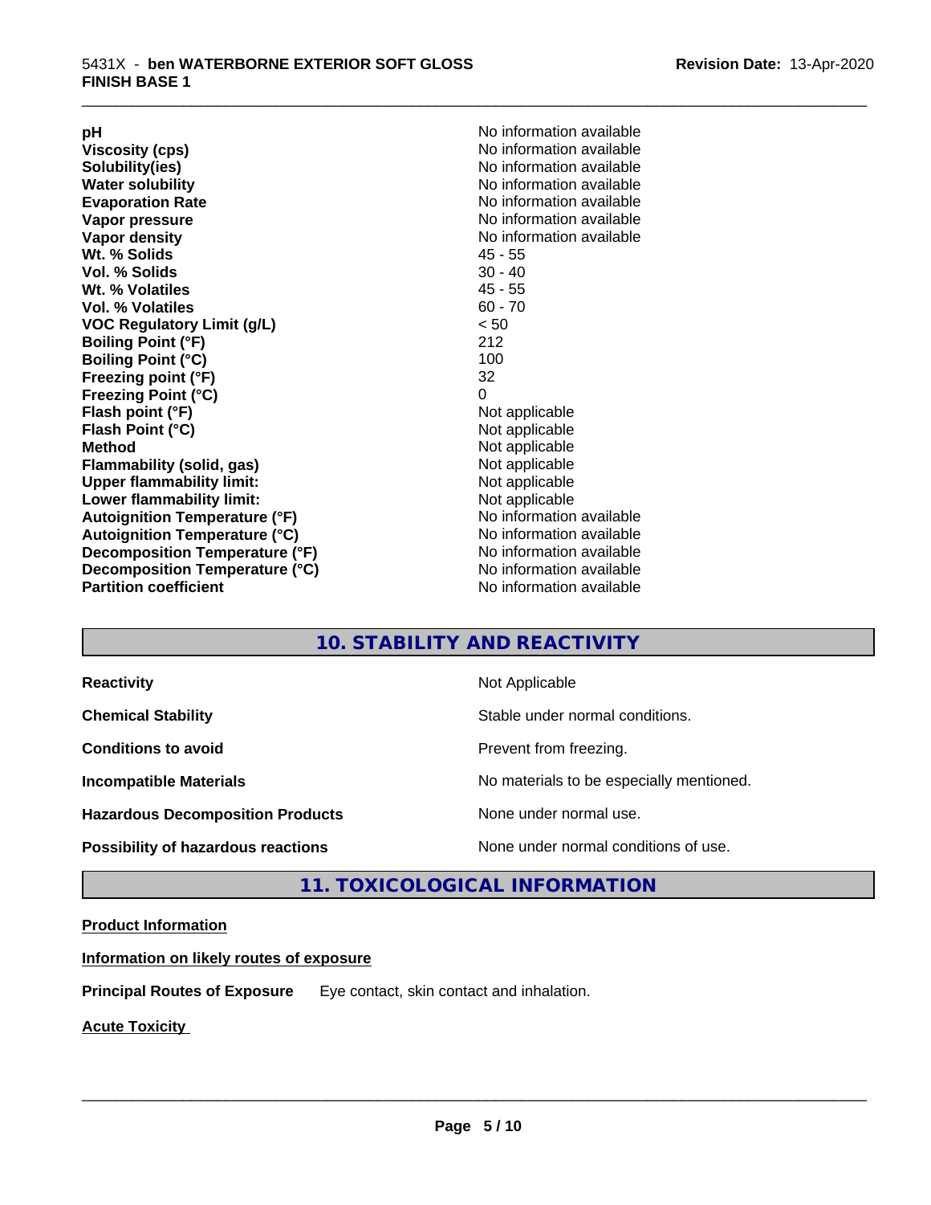| | |
|---|---|
| **pH** | No information available |
| **Viscosity (cps)** | No information available |
| **Solubility(ies)** | No information available |
| **Water solubility** | No information available |
| **Evaporation Rate** | No information available |
| **Vapor pressure** | No information available |
| **Vapor density** | No information available |
| **Wt. % Solids** | 45 - 55 |
| **Vol. % Solids** | 30 - 40 |
| **Wt. % Volatiles** | 45 - 55 |
| **Vol. % Volatiles** | 60 - 70 |
| **VOC Regulatory Limit (g/L)** | < 50 |
| **Boiling Point (°F)** | 212 |
| **Boiling Point (°C)** | 100 |
| **Freezing point (°F)** | 32 |
| **Freezing Point (°C)** | 0 |
| **Flash point (°F)** | Not applicable |
| **Flash Point (°C)** | Not applicable |
| **Method** | Not applicable |
| **Flammability (solid, gas)** | Not applicable |
| **Upper flammability limit:** | Not applicable |
| **Lower flammability limit:** | Not applicable |
| **Autoignition Temperature (°F)** | No information available |
| **Autoignition Temperature (°C)** | No information available |
| **Decomposition Temperature (°F)** | No information available |
| **Decomposition Temperature (°C)** | No information available |
| **Partition coefficient** | No information available |

## 10. STABILITY AND REACTIVITY

| | |
|---|---|
| **Reactivity** | Not Applicable |
| **Chemical Stability** | Stable under normal conditions. |
| **Conditions to avoid** | Prevent from freezing. |
| **Incompatible Materials** | No materials to be especially mentioned. |
| **Hazardous Decomposition Products** | None under normal use. |
| **Possibility of hazardous reactions** | None under normal conditions of use. |

## 11. TOXICOLOGICAL INFORMATION

**Product Information**

**Information on likely routes of exposure**

**Principal Routes of Exposure** Eye contact, skin contact and inhalation.

**Acute Toxicity**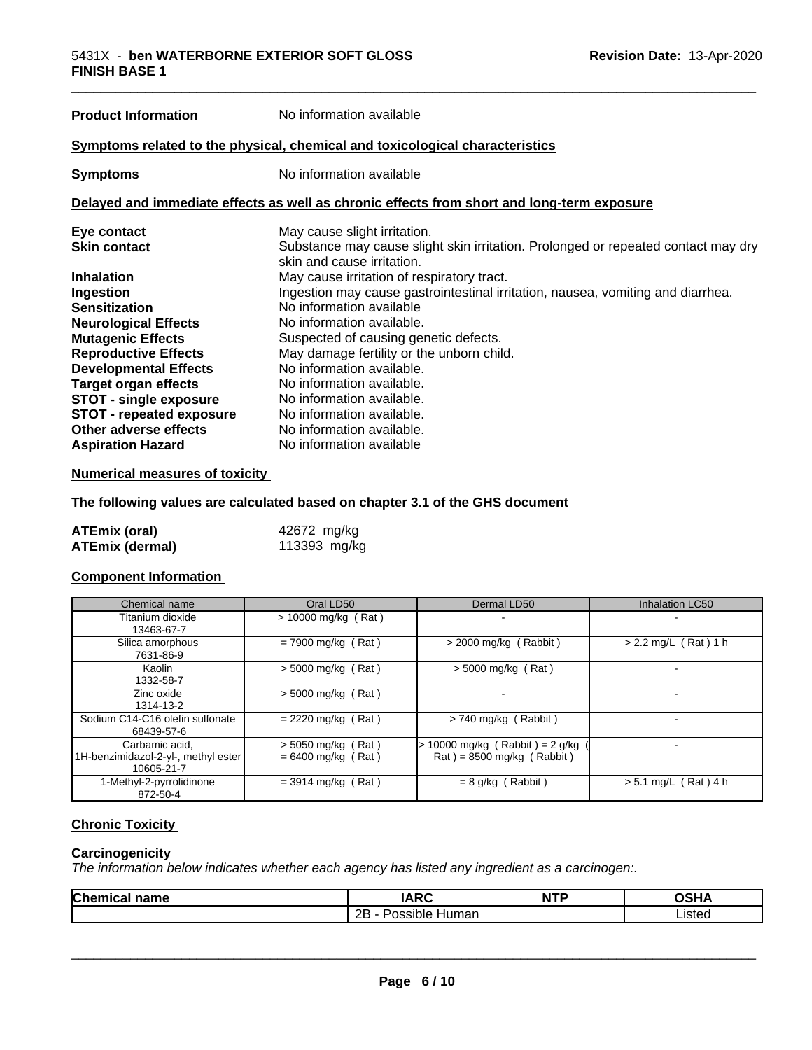**Product Information** No information available

**Symptoms related to the physical, chemical and toxicological characteristics**

**Symptoms** No information available

**Delayed and immediate effects as well as chronic effects from short and long-term exposure**

| | |
|---|---|
| **Eye contact** | May cause slight irritation. |
| **Skin contact** | Substance may cause slight skin irritation. Prolonged or repeated contact may dry skin and cause irritation. |
| **Inhalation** | May cause irritation of respiratory tract. |
| **Ingestion** | Ingestion may cause gastrointestinal irritation, nausea, vomiting and diarrhea. |
| **Sensitization** | No information available |
| **Neurological Effects** | No information available. |
| **Mutagenic Effects** | Suspected of causing genetic defects. |
| **Reproductive Effects** | May damage fertility or the unborn child. |
| **Developmental Effects** | No information available. |
| **Target organ effects** | No information available. |
| **STOT - single exposure** | No information available. |
| **STOT - repeated exposure** | No information available. |
| **Other adverse effects** | No information available. |
| **Aspiration Hazard** | No information available |

**Numerical measures of toxicity**

**The following values are calculated based on chapter 3.1 of the GHS document**

| | |
|---|---|
| **ATEmix (oral)** | 42672 mg/kg |
| **ATEmix (dermal)** | 113393 mg/kg |

**Component Information**

| Chemical name | Oral LD50 | Dermal LD50 | Inhalation LC50 |
|---|---|---|---|
| Titanium dioxide 13463-67-7 | > 10000 mg/kg ( Rat ) | - | - |
| Silica amorphous 7631-86-9 | = 7900 mg/kg ( Rat ) | > 2000 mg/kg ( Rabbit ) | > 2.2 mg/L ( Rat ) 1 h |
| Kaolin 1332-58-7 | > 5000 mg/kg ( Rat ) | > 5000 mg/kg ( Rat ) | - |
| Zinc oxide 1314-13-2 | > 5000 mg/kg ( Rat ) | - | - |
| Sodium C14-C16 olefin sulfonate 68439-57-6 | = 2220 mg/kg ( Rat ) | > 740 mg/kg ( Rabbit ) | - |
| Carbamic acid, 1H-benzimidazol-2-yl-, methyl ester 10605-21-7 | > 5050 mg/kg ( Rat ) = 6400 mg/kg ( Rat ) | > 10000 mg/kg ( Rabbit ) = 2 g/kg ( Rat ) = 8500 mg/kg ( Rabbit ) | - |
| 1-Methyl-2-pyrrolidinone 872-50-4 | = 3914 mg/kg ( Rat ) | = 8 g/kg ( Rabbit ) | > 5.1 mg/L ( Rat ) 4 h |

**Chronic Toxicity**

**Carcinogenicity**

*The information below indicates whether each agency has listed any ingredient as a carcinogen:.*

| Chemical name | IARC | NTP | OSHA |
|---|---|---|---|
| | 2B - Possible Human | | Listed |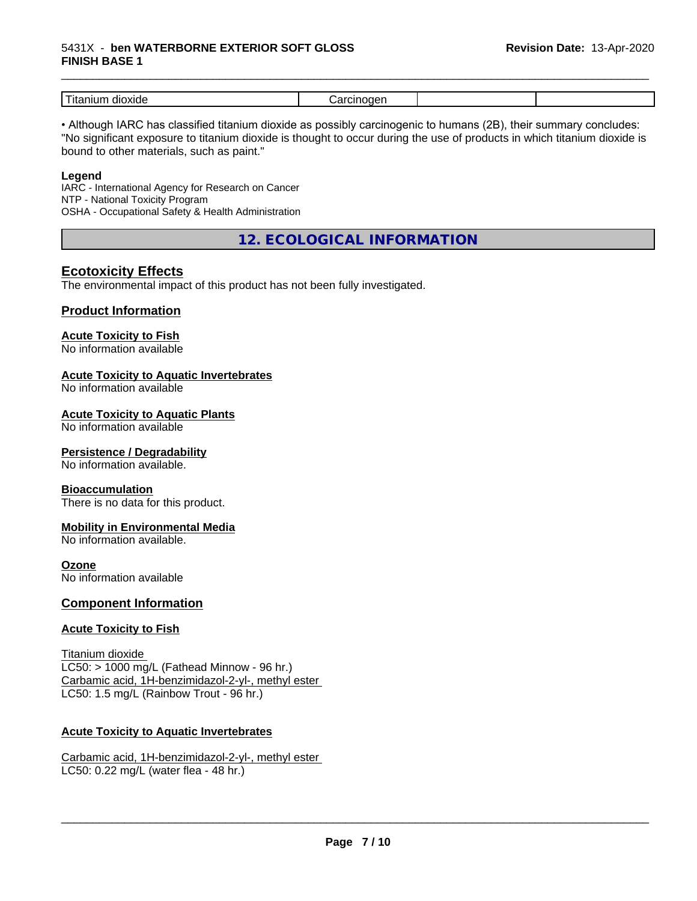| Titanium dioxide | Carcinogen | | |
|---|---|---|---|

• Although IARC has classified titanium dioxide as possibly carcinogenic to humans (2B), their summary concludes: "No significant exposure to titanium dioxide is thought to occur during the use of products in which titanium dioxide is bound to other materials, such as paint."

**Legend**
IARC - International Agency for Research on Cancer
NTP - National Toxicity Program
OSHA - Occupational Safety & Health Administration

## 12. ECOLOGICAL INFORMATION

### Ecotoxicity Effects

The environmental impact of this product has not been fully investigated.

### Product Information

**Acute Toxicity to Fish**
No information available

**Acute Toxicity to Aquatic Invertebrates**
No information available

**Acute Toxicity to Aquatic Plants**
No information available

**Persistence / Degradability**
No information available.

**Bioaccumulation**
There is no data for this product.

**Mobility in Environmental Media**
No information available.

**Ozone**
No information available

### Component Information

**Acute Toxicity to Fish**

Titanium dioxide
LC50: > 1000 mg/L (Fathead Minnow - 96 hr.)
Carbamic acid, 1H-benzimidazol-2-yl-, methyl ester
LC50: 1.5 mg/L (Rainbow Trout - 96 hr.)

**Acute Toxicity to Aquatic Invertebrates**

Carbamic acid, 1H-benzimidazol-2-yl-, methyl ester
LC50: 0.22 mg/L (water flea - 48 hr.)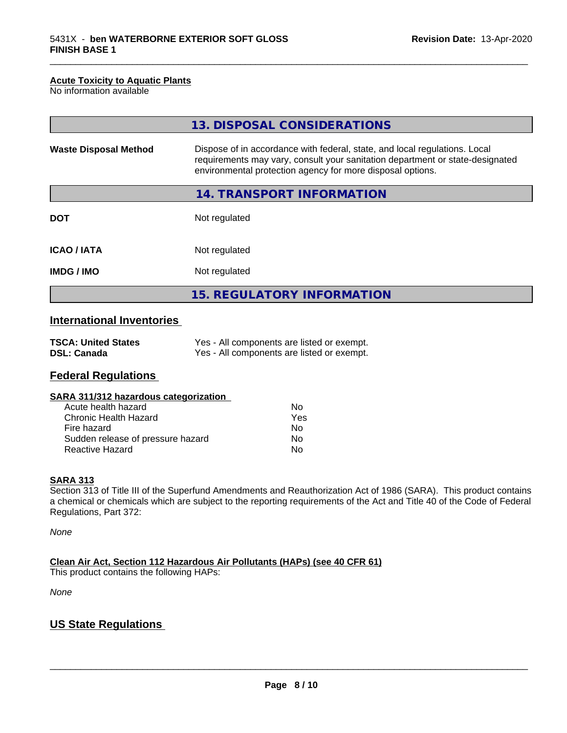#### Acute Toxicity to Aquatic Plants

No information available

## 13. DISPOSAL CONSIDERATIONS

| | |
|---|---|
| **Waste Disposal Method** | Dispose of in accordance with federal, state, and local regulations. Local requirements may vary, consult your sanitation department or state-designated environmental protection agency for more disposal options. |

## 14. TRANSPORT INFORMATION

| | |
|---|---|
| **DOT** | Not regulated |
| **ICAO / IATA** | Not regulated |
| **IMDG / IMO** | Not regulated |

## 15. REGULATORY INFORMATION

### International Inventories

| | |
|---|---|
| **TSCA: United States** | Yes - All components are listed or exempt. |
| **DSL: Canada** | Yes - All components are listed or exempt. |

### Federal Regulations

#### SARA 311/312 hazardous categorization

| | |
|---|---|
| Acute health hazard | No |
| Chronic Health Hazard | Yes |
| Fire hazard | No |
| Sudden release of pressure hazard | No |
| Reactive Hazard | No |

#### SARA 313

Section 313 of Title III of the Superfund Amendments and Reauthorization Act of 1986 (SARA). This product contains a chemical or chemicals which are subject to the reporting requirements of the Act and Title 40 of the Code of Federal Regulations, Part 372:

*None*

#### Clean Air Act, Section 112 Hazardous Air Pollutants (HAPs) (see 40 CFR 61)

This product contains the following HAPs:

*None*

### US State Regulations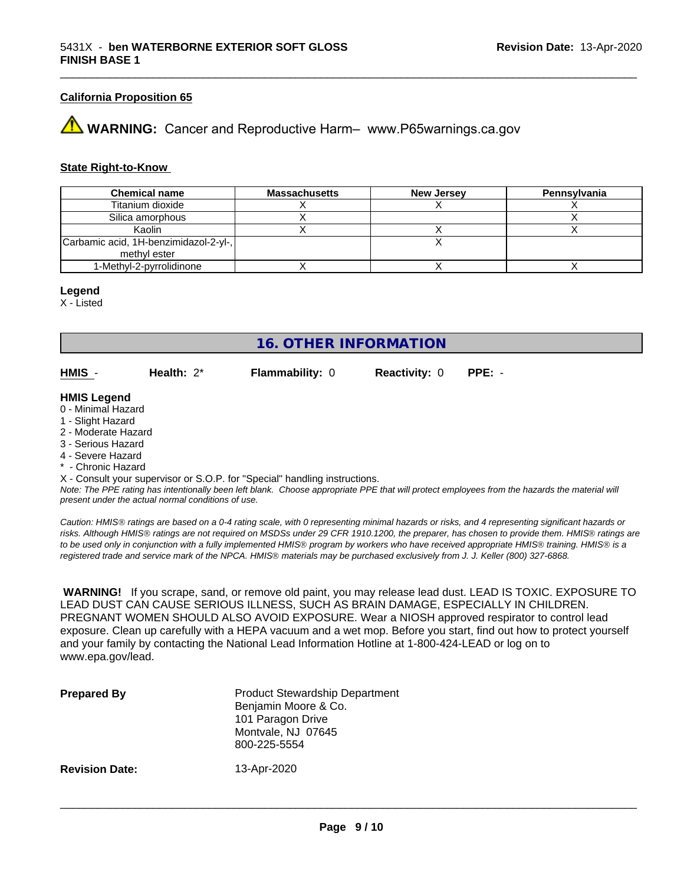### California Proposition 65

⚠ **WARNING:** Cancer and Reproductive Harm– www.P65warnings.ca.gov

### State Right-to-Know

| Chemical name | Massachusetts | New Jersey | Pennsylvania |
|---|---|---|---|
| Titanium dioxide | X | X | X |
| Silica amorphous | X | | X |
| Kaolin | X | X | X |
| Carbamic acid, 1H-benzimidazol-2-yl-, methyl ester | | X | |
| 1-Methyl-2-pyrrolidinone | X | X | X |

**Legend**

X - Listed

## 16. OTHER INFORMATION

**HMIS** - **Health:** 2* **Flammability:** 0 **Reactivity:** 0 **PPE:** -

**HMIS Legend**

0 - Minimal Hazard
1 - Slight Hazard
2 - Moderate Hazard
3 - Serious Hazard
4 - Severe Hazard
* - Chronic Hazard
X - Consult your supervisor or S.O.P. for "Special" handling instructions.

*Note: The PPE rating has intentionally been left blank. Choose appropriate PPE that will protect employees from the hazards the material will present under the actual normal conditions of use.*

*Caution: HMIS® ratings are based on a 0-4 rating scale, with 0 representing minimal hazards or risks, and 4 representing significant hazards or risks. Although HMIS® ratings are not required on MSDSs under 29 CFR 1910.1200, the preparer, has chosen to provide them. HMIS® ratings are to be used only in conjunction with a fully implemented HMIS® program by workers who have received appropriate HMIS® training. HMIS® is a registered trade and service mark of the NPCA. HMIS® materials may be purchased exclusively from J. J. Keller (800) 327-6868.*

**WARNING!** If you scrape, sand, or remove old paint, you may release lead dust. LEAD IS TOXIC. EXPOSURE TO LEAD DUST CAN CAUSE SERIOUS ILLNESS, SUCH AS BRAIN DAMAGE, ESPECIALLY IN CHILDREN. PREGNANT WOMEN SHOULD ALSO AVOID EXPOSURE. Wear a NIOSH approved respirator to control lead exposure. Clean up carefully with a HEPA vacuum and a wet mop. Before you start, find out how to protect yourself and your family by contacting the National Lead Information Hotline at 1-800-424-LEAD or log on to www.epa.gov/lead.

**Prepared By**

Product Stewardship Department
Benjamin Moore & Co.
101 Paragon Drive
Montvale, NJ 07645
800-225-5554

**Revision Date:** 13-Apr-2020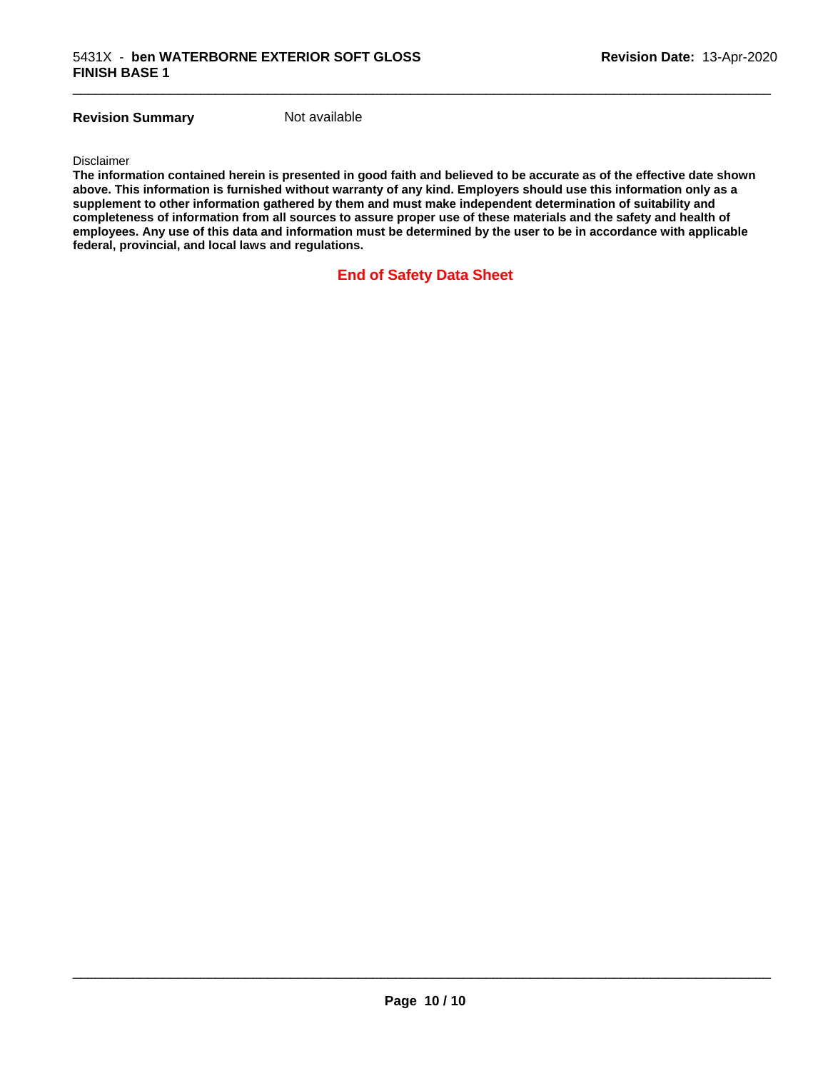**Revision Summary** Not available

Disclaimer

**The information contained herein is presented in good faith and believed to be accurate as of the effective date shown above. This information is furnished without warranty of any kind. Employers should use this information only as a supplement to other information gathered by them and must make independent determination of suitability and completeness of information from all sources to assure proper use of these materials and the safety and health of employees. Any use of this data and information must be determined by the user to be in accordance with applicable federal, provincial, and local laws and regulations.**

**End of Safety Data Sheet**